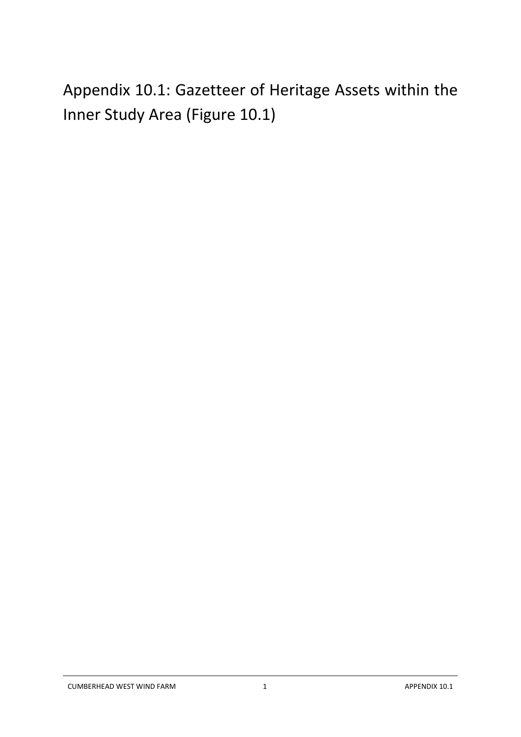# Appendix 10.1: Gazetteer of Heritage Assets within the Inner Study Area (Figure 10.1)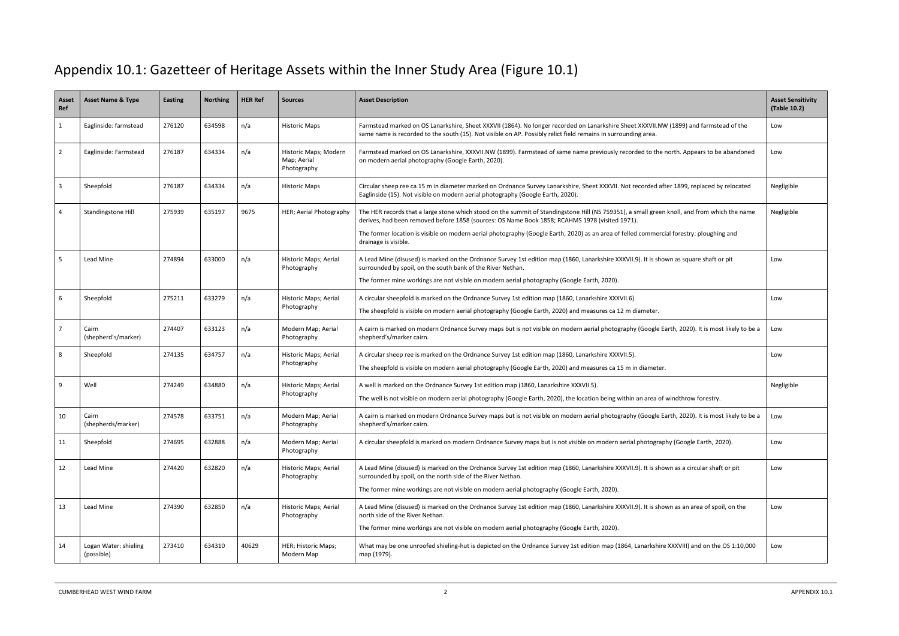# Appendix 10.1: Gazetteer of Heritage Assets within the Inner Study Area (Figure 10.1)

| Asset Ref | Asset Name & Type | Easting | Northing | HER Ref | Sources | Asset Description | Asset Sensitivity (Table 10.2) |
|---|---|---|---|---|---|---|---|
| 1 | Eaglinside: farmstead | 276120 | 634598 | n/a | Historic Maps | Farmstead marked on OS Lanarkshire, Sheet XXXVII (1864). No longer recorded on Lanarkshire Sheet XXXVII.NW (1899) and farmstead of the same name is recorded to the south (15). Not visible on AP. Possibly relict field remains in surrounding area. | Low |
| 2 | Eaglinside: Farmstead | 276187 | 634334 | n/a | Historic Maps; Modern Map; Aerial Photography | Farmstead marked on OS Lanarkshire, XXXVII.NW (1899). Farmstead of same name previously recorded to the north. Appears to be abandoned on modern aerial photography (Google Earth, 2020). | Low |
| 3 | Sheepfold | 276187 | 634334 | n/a | Historic Maps | Circular sheep ree ca 15 m in diameter marked on Ordnance Survey Lanarkshire, Sheet XXXVII. Not recorded after 1899, replaced by relocated Eaglinside (15). Not visible on modern aerial photography (Google Earth, 2020). | Negligible |
| 4 | Standingstone Hill | 275939 | 635197 | 9675 | HER; Aerial Photography | The HER records that a large stone which stood on the summit of Standingstone Hill (NS 759351), a small green knoll, and from which the name derives, had been removed before 1858 (sources: OS Name Book 1858; RCAHMS 1978 (visited 1971).<br><br>The former location is visible on modern aerial photography (Google Earth, 2020) as an area of felled commercial forestry: ploughing and drainage is visible. | Negligible |
| 5 | Lead Mine | 274894 | 633000 | n/a | Historic Maps; Aerial Photography | A Lead Mine (disused) is marked on the Ordnance Survey 1st edition map (1860, Lanarkshire XXXVII.9). It is shown as square shaft or pit surrounded by spoil, on the south bank of the River Nethan.<br><br>The former mine workings are not visible on modern aerial photography (Google Earth, 2020). | Low |
| 6 | Sheepfold | 275211 | 633279 | n/a | Historic Maps; Aerial Photography | A circular sheepfold is marked on the Ordnance Survey 1st edition map (1860, Lanarkshire XXXVII.6).<br><br>The sheepfold is visible on modern aerial photography (Google Earth, 2020) and measures ca 12 m diameter. | Low |
| 7 | Cairn (shepherd's/marker) | 274407 | 633123 | n/a | Modern Map; Aerial Photography | A cairn is marked on modern Ordnance Survey maps but is not visible on modern aerial photography (Google Earth, 2020). It is most likely to be a shepherd's/marker cairn. | Low |
| 8 | Sheepfold | 274135 | 634757 | n/a | Historic Maps; Aerial Photography | A circular sheep ree is marked on the Ordnance Survey 1st edition map (1860, Lanarkshire XXXVII.5).<br><br>The sheepfold is visible on modern aerial photography (Google Earth, 2020) and measures ca 15 m in diameter. | Low |
| 9 | Well | 274249 | 634880 | n/a | Historic Maps; Aerial Photography | A well is marked on the Ordnance Survey 1st edition map (1860, Lanarkshire XXXVII.5).<br><br>The well is not visible on modern aerial photography (Google Earth, 2020), the location being within an area of windthrow forestry. | Negligible |
| 10 | Cairn (shepherds/marker) | 274578 | 633751 | n/a | Modern Map; Aerial Photography | A cairn is marked on modern Ordnance Survey maps but is not visible on modern aerial photography (Google Earth, 2020). It is most likely to be a shepherd's/marker cairn. | Low |
| 11 | Sheepfold | 274695 | 632888 | n/a | Modern Map; Aerial Photography | A circular sheepfold is marked on modern Ordnance Survey maps but is not visible on modern aerial photography (Google Earth, 2020). | Low |
| 12 | Lead Mine | 274420 | 632820 | n/a | Historic Maps; Aerial Photography | A Lead Mine (disused) is marked on the Ordnance Survey 1st edition map (1860, Lanarkshire XXXVII.9). It is shown as a circular shaft or pit surrounded by spoil, on the north side of the River Nethan.<br><br>The former mine workings are not visible on modern aerial photography (Google Earth, 2020). | Low |
| 13 | Lead Mine | 274390 | 632850 | n/a | Historic Maps; Aerial Photography | A Lead Mine (disused) is marked on the Ordnance Survey 1st edition map (1860, Lanarkshire XXXVII.9). It is shown as an area of spoil, on the north side of the River Nethan.<br><br>The former mine workings are not visible on modern aerial photography (Google Earth, 2020). | Low |
| 14 | Logan Water: shieling (possible) | 273410 | 634310 | 40629 | HER; Historic Maps; Modern Map | What may be one unroofed shieling-hut is depicted on the Ordnance Survey 1st edition map (1864, Lanarkshire XXXVIII) and on the OS 1:10,000 map (1979). | Low |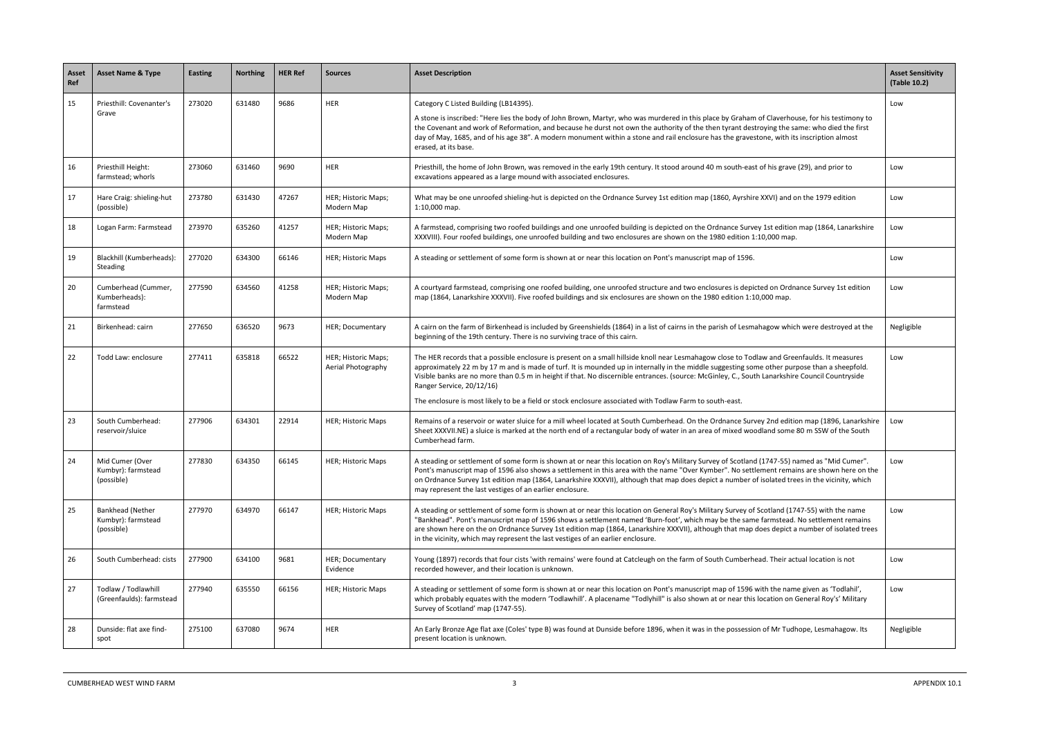| Asset Ref | Asset Name & Type | Easting | Northing | HER Ref | Sources | Asset Description | Asset Sensitivity (Table 10.2) |
|---|---|---|---|---|---|---|---|
| 15 | Priesthill: Covenanter's Grave | 273020 | 631480 | 9686 | HER | Category C Listed Building (LB14395).<br><br>A stone is inscribed: "Here lies the body of John Brown, Martyr, who was murdered in this place by Graham of Claverhouse, for his testimony to the Covenant and work of Reformation, and because he durst not own the authority of the then tyrant destroying the same: who died the first day of May, 1685, and of his age 38". A modern monument within a stone and rail enclosure has the gravestone, with its inscription almost erased, at its base. | Low |
| 16 | Priesthill Height: farmstead; whorls | 273060 | 631460 | 9690 | HER | Priesthill, the home of John Brown, was removed in the early 19th century. It stood around 40 m south-east of his grave (29), and prior to excavations appeared as a large mound with associated enclosures. | Low |
| 17 | Hare Craig: shieling-hut (possible) | 273780 | 631430 | 47267 | HER; Historic Maps; Modern Map | What may be one unroofed shieling-hut is depicted on the Ordnance Survey 1st edition map (1860, Ayrshire XXVI) and on the 1979 edition 1:10,000 map. | Low |
| 18 | Logan Farm: Farmstead | 273970 | 635260 | 41257 | HER; Historic Maps; Modern Map | A farmstead, comprising two roofed buildings and one unroofed building is depicted on the Ordnance Survey 1st edition map (1864, Lanarkshire XXXVIII). Four roofed buildings, one unroofed building and two enclosures are shown on the 1980 edition 1:10,000 map. | Low |
| 19 | Blackhill (Kumberheads): Steading | 277020 | 634300 | 66146 | HER; Historic Maps | A steading or settlement of some form is shown at or near this location on Pont's manuscript map of 1596. | Low |
| 20 | Cumberhead (Cummer, Kumberheads): farmstead | 277590 | 634560 | 41258 | HER; Historic Maps; Modern Map | A courtyard farmstead, comprising one roofed building, one unroofed structure and two enclosures is depicted on Ordnance Survey 1st edition map (1864, Lanarkshire XXXVII). Five roofed buildings and six enclosures are shown on the 1980 edition 1:10,000 map. | Low |
| 21 | Birkenhead: cairn | 277650 | 636520 | 9673 | HER; Documentary | A cairn on the farm of Birkenhead is included by Greenshields (1864) in a list of cairns in the parish of Lesmahagow which were destroyed at the beginning of the 19th century. There is no surviving trace of this cairn. | Negligible |
| 22 | Todd Law: enclosure | 277411 | 635818 | 66522 | HER; Historic Maps; Aerial Photography | The HER records that a possible enclosure is present on a small hillside knoll near Lesmahagow close to Todlaw and Greenfaulds. It measures approximately 22 m by 17 m and is made of turf. It is mounded up in internally in the middle suggesting some other purpose than a sheepfold. Visible banks are no more than 0.5 m in height if that. No discernible entrances. (source: McGinley, C., South Lanarkshire Council Countryside Ranger Service, 20/12/16)<br><br>The enclosure is most likely to be a field or stock enclosure associated with Todlaw Farm to south-east. | Low |
| 23 | South Cumberhead: reservoir/sluice | 277906 | 634301 | 22914 | HER; Historic Maps | Remains of a reservoir or water sluice for a mill wheel located at South Cumberhead. On the Ordnance Survey 2nd edition map (1896, Lanarkshire Sheet XXXVII.NE) a sluice is marked at the north end of a rectangular body of water in an area of mixed woodland some 80 m SSW of the South Cumberhead farm. | Low |
| 24 | Mid Cumer (Over Kumbyr): farmstead (possible) | 277830 | 634350 | 66145 | HER; Historic Maps | A steading or settlement of some form is shown at or near this location on Roy's Military Survey of Scotland (1747-55) named as "Mid Cumer". Pont's manuscript map of 1596 also shows a settlement in this area with the name "Over Kymber". No settlement remains are shown here on the on Ordnance Survey 1st edition map (1864, Lanarkshire XXXVII), although that map does depict a number of isolated trees in the vicinity, which may represent the last vestiges of an earlier enclosure. | Low |
| 25 | Bankhead (Nether Kumbyr): farmstead (possible) | 277970 | 634970 | 66147 | HER; Historic Maps | A steading or settlement of some form is shown at or near this location on General Roy's Military Survey of Scotland (1747-55) with the name "Bankhead". Pont's manuscript map of 1596 shows a settlement named 'Burn-foot', which may be the same farmstead. No settlement remains are shown here on the on Ordnance Survey 1st edition map (1864, Lanarkshire XXXVII), although that map does depict a number of isolated trees in the vicinity, which may represent the last vestiges of an earlier enclosure. | Low |
| 26 | South Cumberhead: cists | 277900 | 634100 | 9681 | HER; Documentary Evidence | Young (1897) records that four cists 'with remains' were found at Catcleugh on the farm of South Cumberhead. Their actual location is not recorded however, and their location is unknown. | Low |
| 27 | Todlaw / Todlawhill (Greenfaulds): farmstead | 277940 | 635550 | 66156 | HER; Historic Maps | A steading or settlement of some form is shown at or near this location on Pont's manuscript map of 1596 with the name given as 'Todlahil', which probably equates with the modern 'Todlawhill'. A placename "Todlyhill" is also shown at or near this location on General Roy's' Military Survey of Scotland' map (1747-55). | Low |
| 28 | Dunside: flat axe find-spot | 275100 | 637080 | 9674 | HER | An Early Bronze Age flat axe (Coles' type B) was found at Dunside before 1896, when it was in the possession of Mr Tudhope, Lesmahagow. Its present location is unknown. | Negligible |